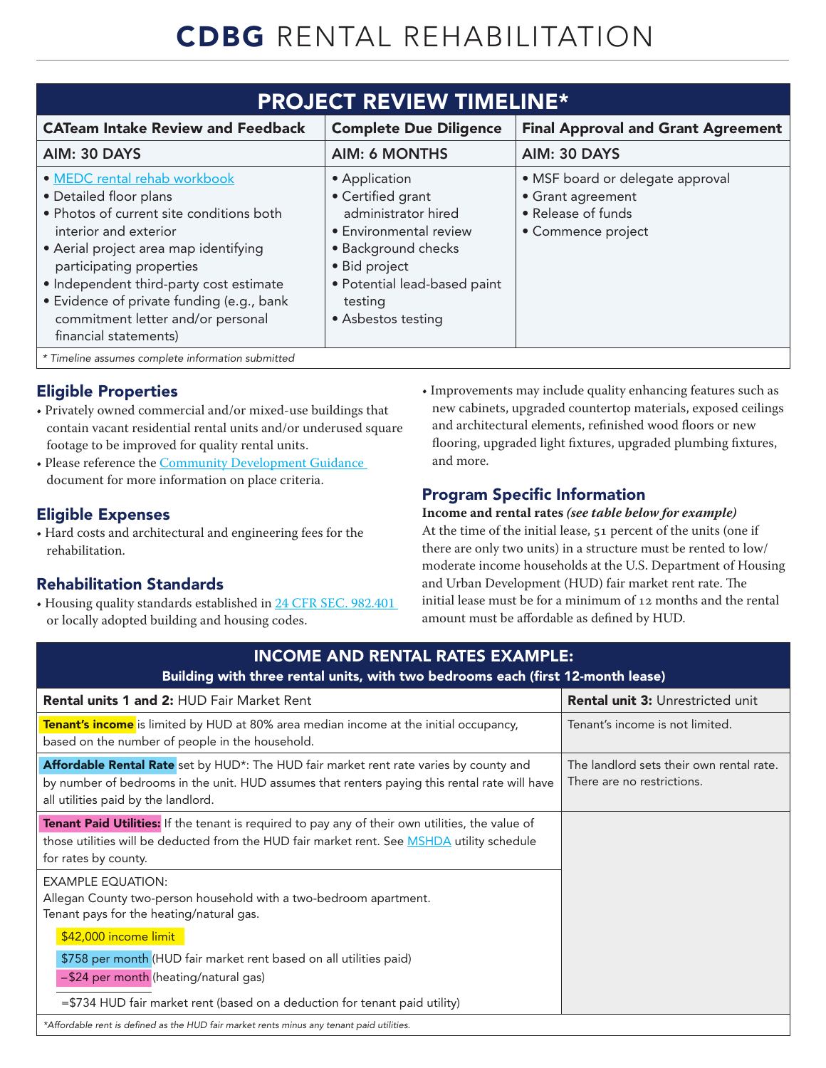# CDBG RENTAL REHABILITATION

## PROJECT REVIEW TIMELINE*

| CATeam Intake Review and Feedback | Complete Due Diligence | Final Approval and Grant Agreement |
|---|---|---|
| AIM: 30 DAYS | AIM: 6 MONTHS | AIM: 30 DAYS |
| • MEDC rental rehab workbook<br>• Detailed floor plans<br>• Photos of current site conditions both interior and exterior<br>• Aerial project area map identifying participating properties<br>• Independent third-party cost estimate<br>• Evidence of private funding (e.g., bank commitment letter and/or personal financial statements) | • Application<br>• Certified grant administrator hired<br>• Environmental review<br>• Background checks<br>• Bid project<br>• Potential lead-based paint testing<br>• Asbestos testing | • MSF board or delegate approval<br>• Grant agreement<br>• Release of funds<br>• Commence project |

*\* Timeline assumes complete information submitted*

### Eligible Properties

- Privately owned commercial and/or mixed-use buildings that contain vacant residential rental units and/or underused square footage to be improved for quality rental units.
- Please reference the Community Development Guidance document for more information on place criteria.

### Eligible Expenses

- Hard costs and architectural and engineering fees for the rehabilitation.

### Rehabilitation Standards

- Housing quality standards established in 24 CFR SEC. 982.401 or locally adopted building and housing codes.
- Improvements may include quality enhancing features such as new cabinets, upgraded countertop materials, exposed ceilings and architectural elements, refinished wood floors or new flooring, upgraded light fixtures, upgraded plumbing fixtures, and more.

### Program Specific Information

**Income and rental rates** ***(see table below for example)***

At the time of the initial lease, 51 percent of the units (one if there are only two units) in a structure must be rented to low/moderate income households at the U.S. Department of Housing and Urban Development (HUD) fair market rent rate. The initial lease must be for a minimum of 12 months and the rental amount must be affordable as defined by HUD.

## INCOME AND RENTAL RATES EXAMPLE:

**Building with three rental units, with two bedrooms each (first 12-month lease)**

| **Rental units 1 and 2:** HUD Fair Market Rent | **Rental unit 3:** Unrestricted unit |
|---|---|
| **Tenant's income** is limited by HUD at 80% area median income at the initial occupancy, based on the number of people in the household. | Tenant's income is not limited. |
| **Affordable Rental Rate** set by HUD*: The HUD fair market rent rate varies by county and by number of bedrooms in the unit. HUD assumes that renters paying this rental rate will have all utilities paid by the landlord. | The landlord sets their own rental rate. There are no restrictions. |
| **Tenant Paid Utilities:** If the tenant is required to pay any of their own utilities, the value of those utilities will be deducted from the HUD fair market rent. See MSHDA utility schedule for rates by county. | |
| EXAMPLE EQUATION:<br>Allegan County two-person household with a two-bedroom apartment.<br>Tenant pays for the heating/natural gas.<br>$42,000 income limit<br>$758 per month (HUD fair market rent based on all utilities paid)<br>–$24 per month (heating/natural gas)<br>=$734 HUD fair market rent (based on a deduction for tenant paid utility) | |

*\*Affordable rent is defined as the HUD fair market rents minus any tenant paid utilities.*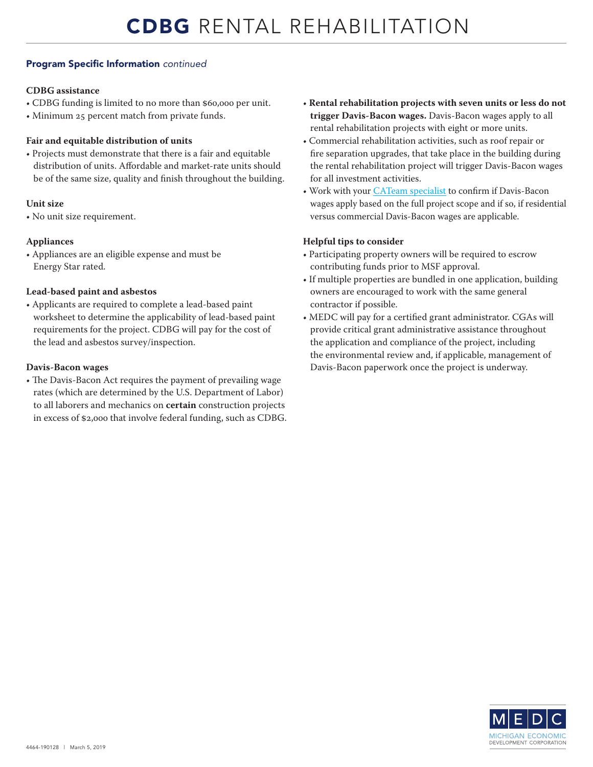# CDBG RENTAL REHABILITATION

## Program Specific Information *continued*

**CDBG assistance**

- CDBG funding is limited to no more than $60,000 per unit.
- Minimum 25 percent match from private funds.

**Fair and equitable distribution of units**

- Projects must demonstrate that there is a fair and equitable distribution of units. Affordable and market-rate units should be of the same size, quality and finish throughout the building.

**Unit size**

- No unit size requirement.

**Appliances**

- Appliances are an eligible expense and must be Energy Star rated.

**Lead-based paint and asbestos**

- Applicants are required to complete a lead-based paint worksheet to determine the applicability of lead-based paint requirements for the project. CDBG will pay for the cost of the lead and asbestos survey/inspection.

**Davis-Bacon wages**

- The Davis-Bacon Act requires the payment of prevailing wage rates (which are determined by the U.S. Department of Labor) to all laborers and mechanics on **certain** construction projects in excess of $2,000 that involve federal funding, such as CDBG.
- **Rental rehabilitation projects with seven units or less do not trigger Davis-Bacon wages.** Davis-Bacon wages apply to all rental rehabilitation projects with eight or more units.
- Commercial rehabilitation activities, such as roof repair or fire separation upgrades, that take place in the building during the rental rehabilitation project will trigger Davis-Bacon wages for all investment activities.
- Work with your CATeam specialist to confirm if Davis-Bacon wages apply based on the full project scope and if so, if residential versus commercial Davis-Bacon wages are applicable.

**Helpful tips to consider**

- Participating property owners will be required to escrow contributing funds prior to MSF approval.
- If multiple properties are bundled in one application, building owners are encouraged to work with the same general contractor if possible.
- MEDC will pay for a certified grant administrator. CGAs will provide critical grant administrative assistance throughout the application and compliance of the project, including the environmental review and, if applicable, management of Davis-Bacon paperwork once the project is underway.